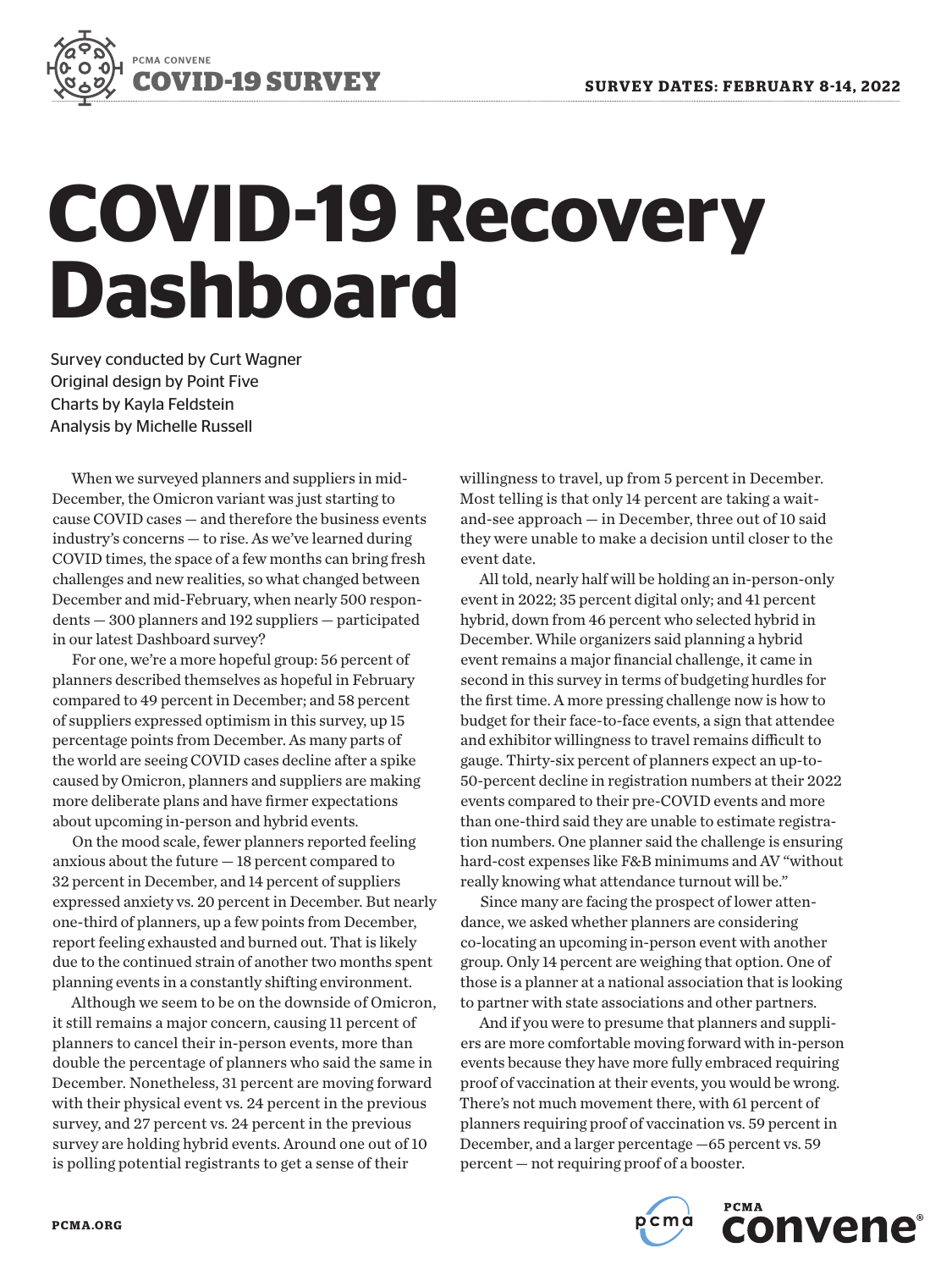# COVID-19 Recovery Dashboard

Survey conducted by Curt Wagner
Original design by Point Five
Charts by Kayla Feldstein
Analysis by Michelle Russell

When we surveyed planners and suppliers in mid-December, the Omicron variant was just starting to cause COVID cases — and therefore the business events industry's concerns — to rise. As we've learned during COVID times, the space of a few months can bring fresh challenges and new realities, so what changed between December and mid-February, when nearly 500 respondents — 300 planners and 192 suppliers — participated in our latest Dashboard survey?

For one, we're a more hopeful group: 56 percent of planners described themselves as hopeful in February compared to 49 percent in December; and 58 percent of suppliers expressed optimism in this survey, up 15 percentage points from December. As many parts of the world are seeing COVID cases decline after a spike caused by Omicron, planners and suppliers are making more deliberate plans and have firmer expectations about upcoming in-person and hybrid events.

On the mood scale, fewer planners reported feeling anxious about the future — 18 percent compared to 32 percent in December, and 14 percent of suppliers expressed anxiety vs. 20 percent in December. But nearly one-third of planners, up a few points from December, report feeling exhausted and burned out. That is likely due to the continued strain of another two months spent planning events in a constantly shifting environment.

Although we seem to be on the downside of Omicron, it still remains a major concern, causing 11 percent of planners to cancel their in-person events, more than double the percentage of planners who said the same in December. Nonetheless, 31 percent are moving forward with their physical event vs. 24 percent in the previous survey, and 27 percent vs. 24 percent in the previous survey are holding hybrid events. Around one out of 10 is polling potential registrants to get a sense of their willingness to travel, up from 5 percent in December. Most telling is that only 14 percent are taking a wait-and-see approach — in December, three out of 10 said they were unable to make a decision until closer to the event date.

All told, nearly half will be holding an in-person-only event in 2022; 35 percent digital only; and 41 percent hybrid, down from 46 percent who selected hybrid in December. While organizers said planning a hybrid event remains a major financial challenge, it came in second in this survey in terms of budgeting hurdles for the first time. A more pressing challenge now is how to budget for their face-to-face events, a sign that attendee and exhibitor willingness to travel remains difficult to gauge. Thirty-six percent of planners expect an up-to-50-percent decline in registration numbers at their 2022 events compared to their pre-COVID events and more than one-third said they are unable to estimate registration numbers. One planner said the challenge is ensuring hard-cost expenses like F&B minimums and AV "without really knowing what attendance turnout will be."

Since many are facing the prospect of lower attendance, we asked whether planners are considering co-locating an upcoming in-person event with another group. Only 14 percent are weighing that option. One of those is a planner at a national association that is looking to partner with state associations and other partners.

And if you were to presume that planners and suppliers are more comfortable moving forward with in-person events because they have more fully embraced requiring proof of vaccination at their events, you would be wrong. There's not much movement there, with 61 percent of planners requiring proof of vaccination vs. 59 percent in December, and a larger percentage —65 percent vs. 59 percent — not requiring proof of a booster.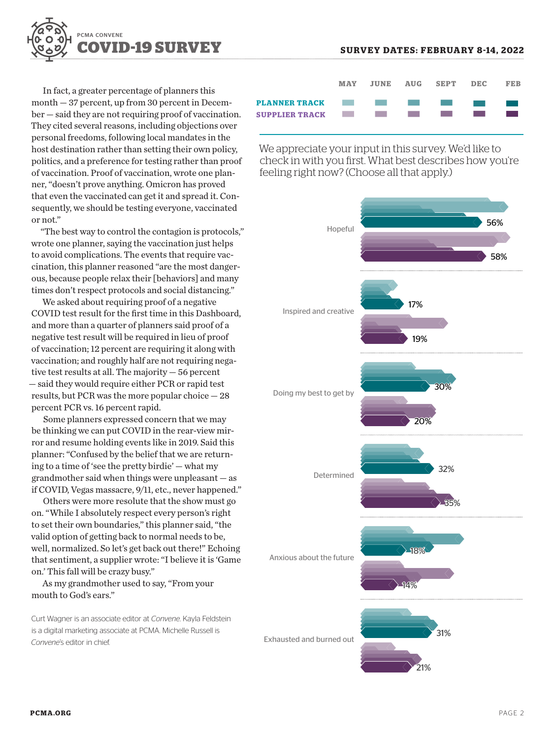In fact, a greater percentage of planners this month — 37 percent, up from 30 percent in December — said they are not requiring proof of vaccination. They cited several reasons, including objections over personal freedoms, following local mandates in the host destination rather than setting their own policy, politics, and a preference for testing rather than proof of vaccination. Proof of vaccination, wrote one planner, "doesn't prove anything. Omicron has proved that even the vaccinated can get it and spread it. Consequently, we should be testing everyone, vaccinated or not."

"The best way to control the contagion is protocols," wrote one planner, saying the vaccination just helps to avoid complications. The events that require vaccination, this planner reasoned "are the most dangerous, because people relax their [behaviors] and many times don't respect protocols and social distancing."

We asked about requiring proof of a negative COVID test result for the first time in this Dashboard, and more than a quarter of planners said proof of a negative test result will be required in lieu of proof of vaccination; 12 percent are requiring it along with vaccination; and roughly half are not requiring negative test results at all. The majority — 56 percent — said they would require either PCR or rapid test results, but PCR was the more popular choice — 28 percent PCR vs. 16 percent rapid.

Some planners expressed concern that we may be thinking we can put COVID in the rear-view mirror and resume holding events like in 2019. Said this planner: "Confused by the belief that we are returning to a time of 'see the pretty birdie' — what my grandmother said when things were unpleasant — as if COVID, Vegas massacre, 9/11, etc., never happened."

Others were more resolute that the show must go on. "While I absolutely respect every person's right to set their own boundaries," this planner said, "the valid option of getting back to normal needs to be, well, normalized. So let's get back out there!" Echoing that sentiment, a supplier wrote: "I believe it is 'Game on.' This fall will be crazy busy."

As my grandmother used to say, "From your mouth to God's ears."

Curt Wagner is an associate editor at *Convene*. Kayla Feldstein is a digital marketing associate at PCMA. Michelle Russell is *Convene*'s editor in chief.

**Legend:** MAY, JUNE, AUG, SEPT, DEC, FEB — **PLANNER TRACK** / **SUPPLIER TRACK**

We appreciate your input in this survey. We'd like to check in with you first. What best describes how you're feeling right now? (Choose all that apply.)

| Feeling | Planner Track (FEB) | Supplier Track (FEB) |
|---|---|---|
| Hopeful | 56% | 58% |
| Inspired and creative | 17% | 19% |
| Doing my best to get by | 30% | 20% |
| Determined | 32% | 35% |
| Anxious about the future | 18% | 14% |
| Exhausted and burned out | 31% | 21% |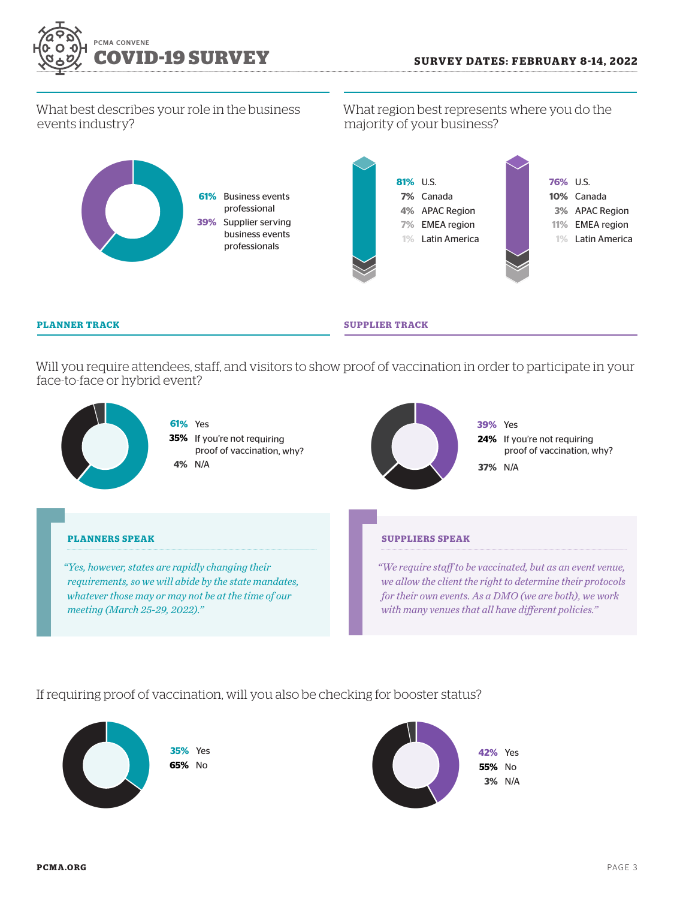What best describes your role in the business events industry?

- **61%** Business events professional
- **39%** Supplier serving business events professionals

What region best represents where you do the majority of your business?

| Planner | | Supplier | |
|---|---|---|---|
| 81% | U.S. | 76% | U.S. |
| 7% | Canada | 10% | Canada |
| 4% | APAC Region | 3% | APAC Region |
| 7% | EMEA region | 11% | EMEA region |
| 1% | Latin America | 1% | Latin America |

## PLANNER TRACK

## SUPPLIER TRACK

Will you require attendees, staff, and visitors to show proof of vaccination in order to participate in your face-to-face or hybrid event?

**Planner Track**

- **61%** Yes
- **35%** If you're not requiring proof of vaccination, why?
- **4%** N/A

**Supplier Track**

- **39%** Yes
- **24%** If you're not requiring proof of vaccination, why?
- **37%** N/A

### PLANNERS SPEAK

*"Yes, however, states are rapidly changing their requirements, so we will abide by the state mandates, whatever those may or may not be at the time of our meeting (March 25-29, 2022)."*

### SUPPLIERS SPEAK

*"We require staff to be vaccinated, but as an event venue, we allow the client the right to determine their protocols for their own events. As a DMO (we are both), we work with many venues that all have different policies."*

If requiring proof of vaccination, will you also be checking for booster status?

**Planner Track**

- **35%** Yes
- **65%** No

**Supplier Track**

- **42%** Yes
- **55%** No
- **3%** N/A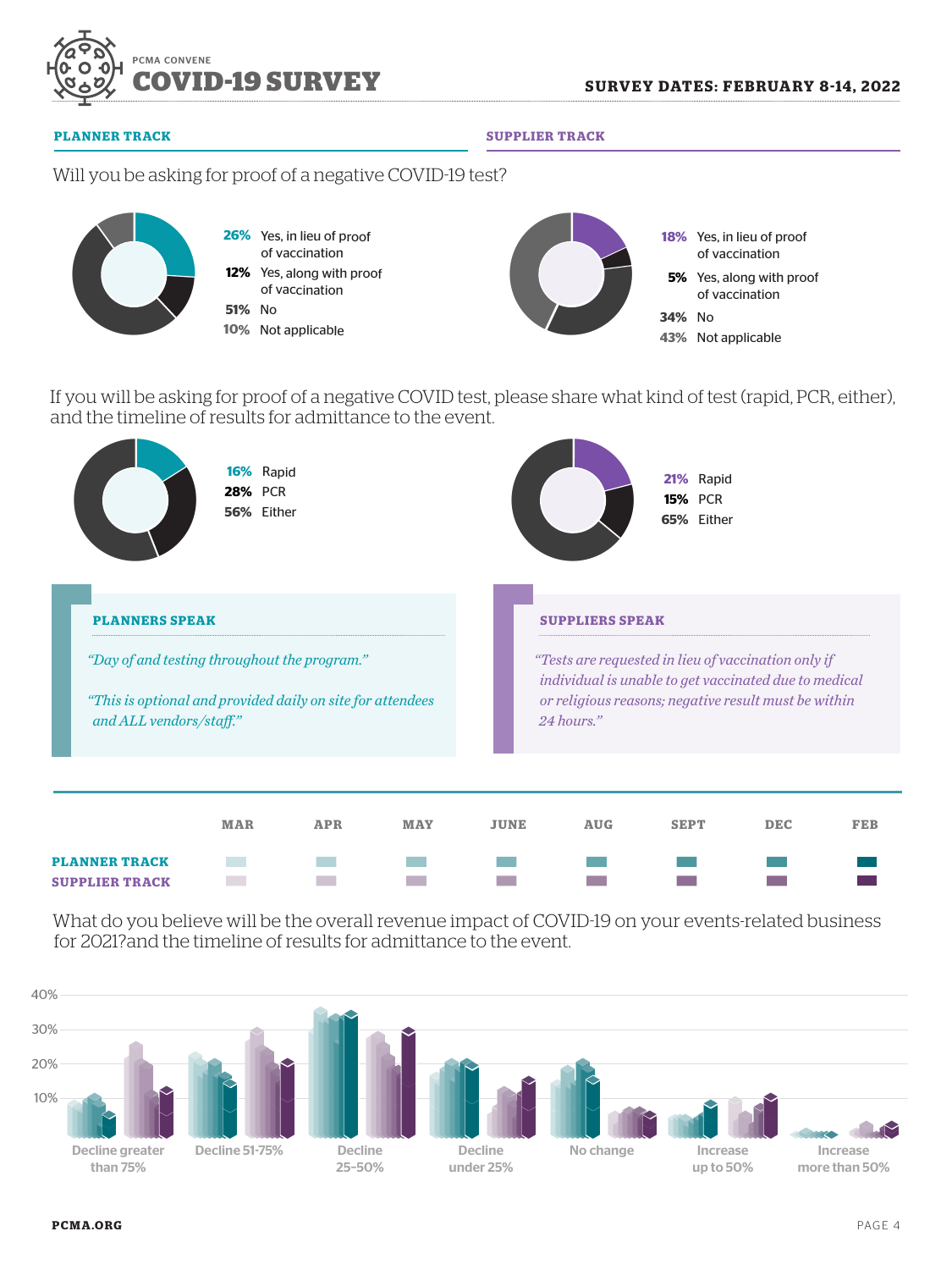PCMA CONVENE

# COVID-19 SURVEY

**SURVEY DATES: FEBRUARY 8-14, 2022**

## Will you be asking for proof of a negative COVID-19 test?

**PLANNER TRACK**

| % | Response |
|---|---|
| 26% | Yes, in lieu of proof of vaccination |
| 12% | Yes, along with proof of vaccination |
| 51% | No |
| 10% | Not applicable |

**SUPPLIER TRACK**

| % | Response |
|---|---|
| 18% | Yes, in lieu of proof of vaccination |
| 5% | Yes, along with proof of vaccination |
| 34% | No |
| 43% | Not applicable |

## If you will be asking for proof of a negative COVID test, please share what kind of test (rapid, PCR, either), and the timeline of results for admittance to the event.

**PLANNER TRACK**

| % | Response |
|---|---|
| 16% | Rapid |
| 28% | PCR |
| 56% | Either |

**SUPPLIER TRACK**

| % | Response |
|---|---|
| 21% | Rapid |
| 15% | PCR |
| 65% | Either |

### PLANNERS SPEAK

*"Day of and testing throughout the program."*

*"This is optional and provided daily on site for attendees and ALL vendors/staff."*

### SUPPLIERS SPEAK

*"Tests are requested in lieu of vaccination only if individual is unable to get vaccinated due to medical or religious reasons; negative result must be within 24 hours."*

---

Legend: MAR, APR, MAY, JUNE, AUG, SEPT, DEC, FEB — PLANNER TRACK / SUPPLIER TRACK

## What do you believe will be the overall revenue impact of COVID-19 on your events-related business for 2021?and the timeline of results for admittance to the event.

Categories: Decline greater than 75%; Decline 51-75%; Decline 25–50%; Decline under 25%; No change; Increase up to 50%; Increase more than 50%

Axis: 10%, 20%, 30%, 40%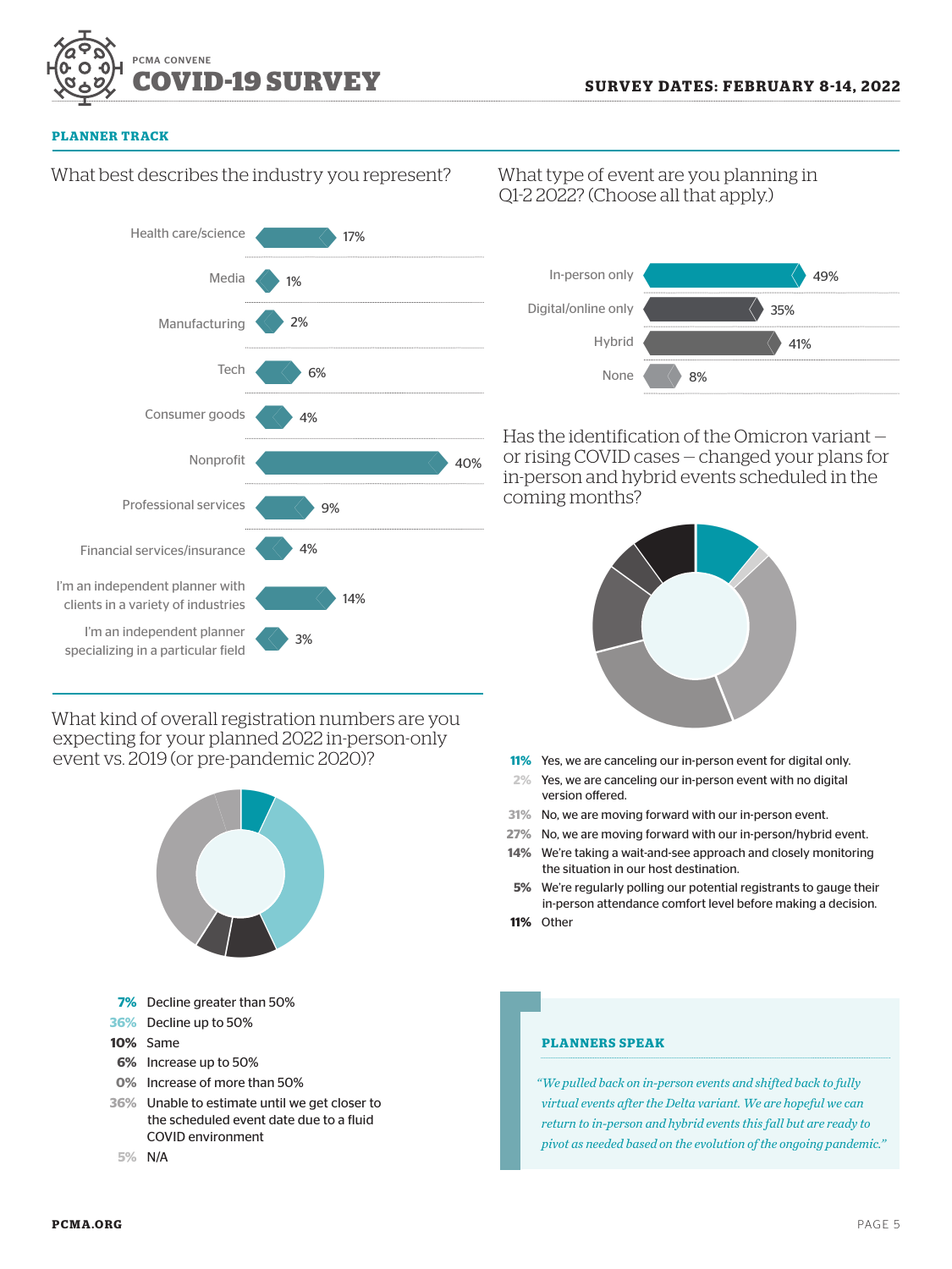## PLANNER TRACK

### What best describes the industry you represent?

| Industry | Percentage |
| --- | --- |
| Health care/science | 17% |
| Media | 1% |
| Manufacturing | 2% |
| Tech | 6% |
| Consumer goods | 4% |
| Nonprofit | 40% |
| Professional services | 9% |
| Financial services/insurance | 4% |
| I'm an independent planner with clients in a variety of industries | 14% |
| I'm an independent planner specializing in a particular field | 3% |

### What type of event are you planning in Q1-2 2022? (Choose all that apply.)

| Event type | Percentage |
| --- | --- |
| In-person only | 49% |
| Digital/online only | 35% |
| Hybrid | 41% |
| None | 8% |

### Has the identification of the Omicron variant — or rising COVID cases — changed your plans for in-person and hybrid events scheduled in the coming months?

- **11%** Yes, we are canceling our in-person event for digital only.
- **2%** Yes, we are canceling our in-person event with no digital version offered.
- **31%** No, we are moving forward with our in-person event.
- **27%** No, we are moving forward with our in-person/hybrid event.
- **14%** We're taking a wait-and-see approach and closely monitoring the situation in our host destination.
- **5%** We're regularly polling our potential registrants to gauge their in-person attendance comfort level before making a decision.
- **11%** Other

### What kind of overall registration numbers are you expecting for your planned 2022 in-person-only event vs. 2019 (or pre-pandemic 2020)?

- **7%** Decline greater than 50%
- **36%** Decline up to 50%
- **10%** Same
- **6%** Increase up to 50%
- **0%** Increase of more than 50%
- **36%** Unable to estimate until we get closer to the scheduled event date due to a fluid COVID environment
- **5%** N/A

### PLANNERS SPEAK

*"We pulled back on in-person events and shifted back to fully virtual events after the Delta variant. We are hopeful we can return to in-person and hybrid events this fall but are ready to pivot as needed based on the evolution of the ongoing pandemic."*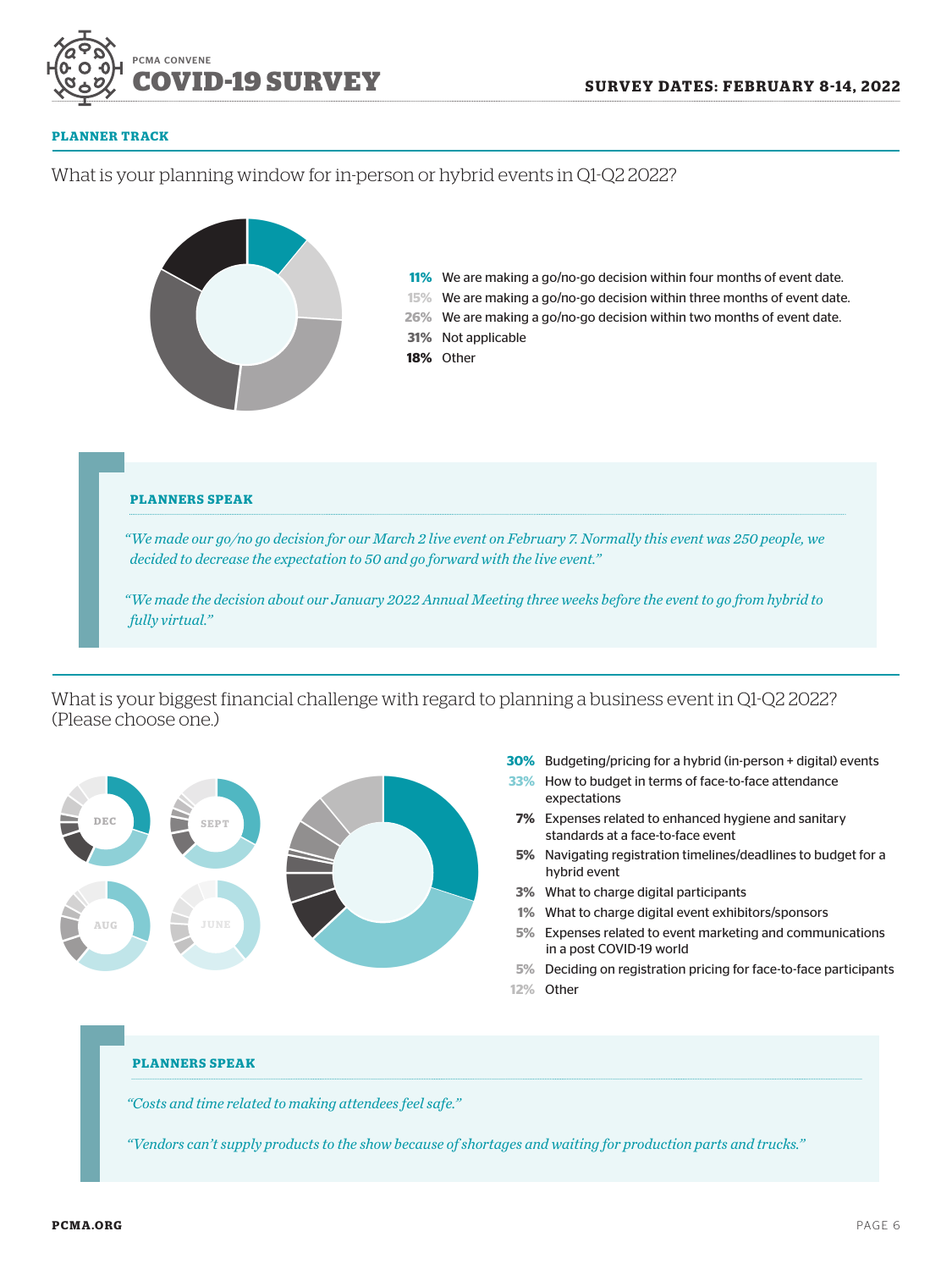**PLANNER TRACK**

## What is your planning window for in-person or hybrid events in Q1-Q2 2022?

- **11%** We are making a go/no-go decision within four months of event date.
- **15%** We are making a go/no-go decision within three months of event date.
- **26%** We are making a go/no-go decision within two months of event date.
- **31%** Not applicable
- **18%** Other

### PLANNERS SPEAK

*"We made our go/no go decision for our March 2 live event on February 7. Normally this event was 250 people, we decided to decrease the expectation to 50 and go forward with the live event."*

*"We made the decision about our January 2022 Annual Meeting three weeks before the event to go from hybrid to fully virtual."*

## What is your biggest financial challenge with regard to planning a business event in Q1-Q2 2022? (Please choose one.)

DEC | SEPT | AUG | JUNE

- **30%** Budgeting/pricing for a hybrid (in-person + digital) events
- **33%** How to budget in terms of face-to-face attendance expectations
- **7%** Expenses related to enhanced hygiene and sanitary standards at a face-to-face event
- **5%** Navigating registration timelines/deadlines to budget for a hybrid event
- **3%** What to charge digital participants
- **1%** What to charge digital event exhibitors/sponsors
- **5%** Expenses related to event marketing and communications in a post COVID-19 world
- **5%** Deciding on registration pricing for face-to-face participants
- **12%** Other

### PLANNERS SPEAK

*"Costs and time related to making attendees feel safe."*

*"Vendors can't supply products to the show because of shortages and waiting for production parts and trucks."*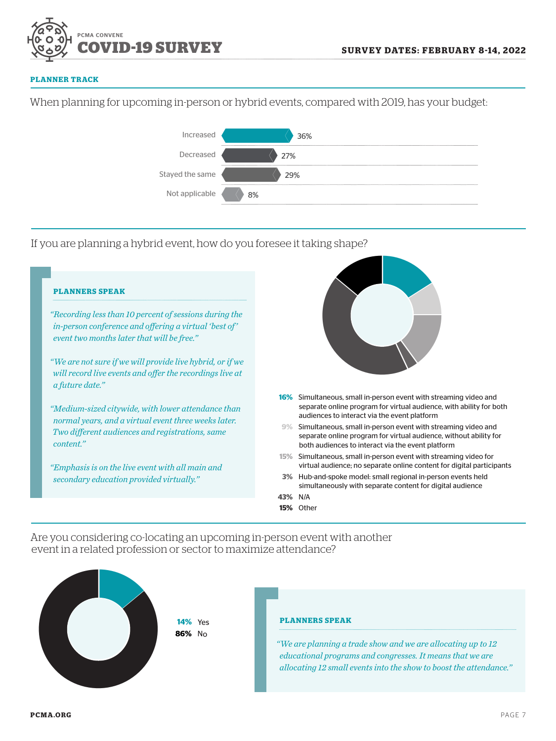**PLANNER TRACK**

When planning for upcoming in-person or hybrid events, compared with 2019, has your budget:

| Response | Percentage |
|---|---|
| Increased | 36% |
| Decreased | 27% |
| Stayed the same | 29% |
| Not applicable | 8% |

If you are planning a hybrid event, how do you foresee it taking shape?

**PLANNERS SPEAK**

*"Recording less than 10 percent of sessions during the in-person conference and offering a virtual 'best of' event two months later that will be free."*

*"We are not sure if we will provide live hybrid, or if we will record live events and offer the recordings live at a future date."*

*"Medium-sized citywide, with lower attendance than normal years, and a virtual event three weeks later. Two different audiences and registrations, same content."*

*"Emphasis is on the live event with all main and secondary education provided virtually."*

- **16%** Simultaneous, small in-person event with streaming video and separate online program for virtual audience, with ability for both audiences to interact via the event platform
- **9%** Simultaneous, small in-person event with streaming video and separate online program for virtual audience, without ability for both audiences to interact via the event platform
- **15%** Simultaneous, small in-person event with streaming video for virtual audience; no separate online content for digital participants
- **3%** Hub-and-spoke model: small regional in-person events held simultaneously with separate content for digital audience
- **43%** N/A
- **15%** Other

Are you considering co-locating an upcoming in-person event with another event in a related profession or sector to maximize attendance?

- **14%** Yes
- **86%** No

**PLANNERS SPEAK**

*"We are planning a trade show and we are allocating up to 12 educational programs and congresses. It means that we are allocating 12 small events into the show to boost the attendance."*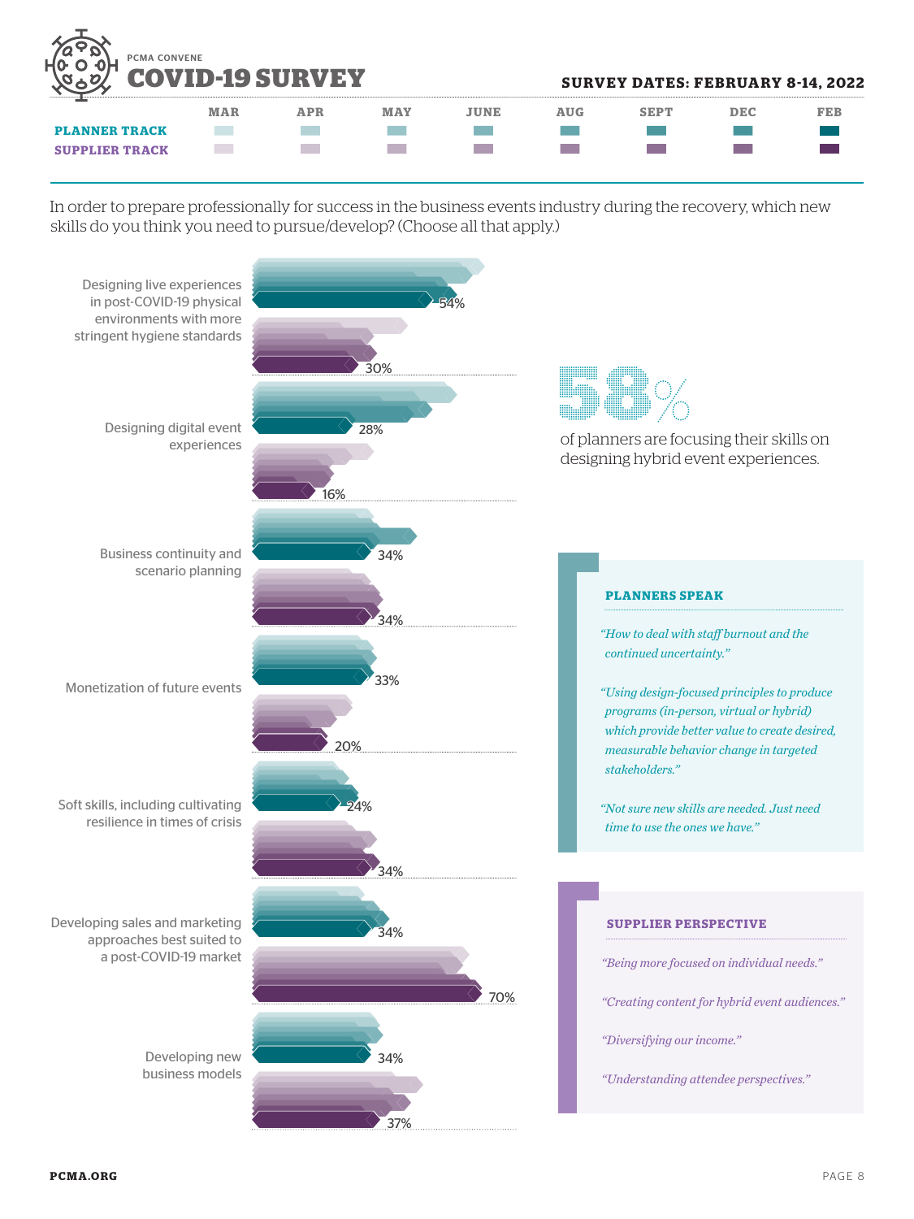PCMA CONVENE

# COVID-19 SURVEY

**SURVEY DATES: FEBRUARY 8-14, 2022**

MAR APR MAY JUNE AUG SEPT DEC FEB

PLANNER TRACK

SUPPLIER TRACK

In order to prepare professionally for success in the business events industry during the recovery, which new skills do you think you need to pursue/develop? (Choose all that apply.)

Designing live experiences in post-COVID-19 physical environments with more stringent hygiene standards

54%

30%

Designing digital event experiences

28%

16%

Business continuity and scenario planning

34%

34%

Monetization of future events

33%

20%

Soft skills, including cultivating resilience in times of crisis

24%

34%

Developing sales and marketing approaches best suited to a post-COVID-19 market

34%

70%

Developing new business models

34%

37%

**58%** of planners are focusing their skills on designing hybrid event experiences.

### PLANNERS SPEAK

*"How to deal with staff burnout and the continued uncertainty."*

*"Using design-focused principles to produce programs (in-person, virtual or hybrid) which provide better value to create desired, measurable behavior change in targeted stakeholders."*

*"Not sure new skills are needed. Just need time to use the ones we have."*

### SUPPLIER PERSPECTIVE

*"Being more focused on individual needs."*

*"Creating content for hybrid event audiences."*

*"Diversifying our income."*

*"Understanding attendee perspectives."*

PCMA.ORG